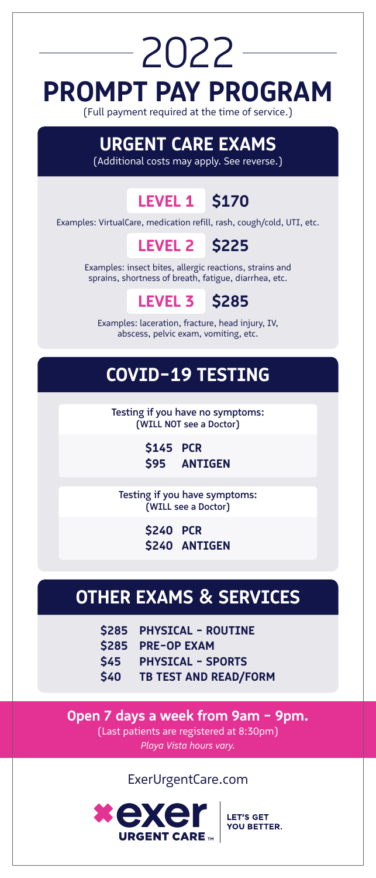# 2022

# PROMPT PAY PROGRAM

(Full payment required at the time of service.)

## URGENT CARE EXAMS

(Additional costs may apply. See reverse.)

### LEVEL 1 $170

Examples: VirtualCare, medication refill, rash, cough/cold, UTI, etc.

### LEVEL 2 $225

Examples: insect bites, allergic reactions, strains and sprains, shortness of breath, fatigue, diarrhea, etc.

### LEVEL 3 $285

Examples: laceration, fracture, head injury, IV, abscess, pelvic exam, vomiting, etc.

## COVID-19 TESTING

**Testing if you have no symptoms:**
**(WILL NOT see a Doctor)**

**$145 PCR**
**$95 ANTIGEN**

**Testing if you have symptoms:**
**(WILL see a Doctor)**

**$240 PCR**
**$240 ANTIGEN**

## OTHER EXAMS & SERVICES

**$285 PHYSICAL - ROUTINE**
**$285 PRE-OP EXAM**
**$45 PHYSICAL - SPORTS**
**$40 TB TEST AND READ/FORM**

**Open 7 days a week from 9am - 9pm.**
(Last patients are registered at 8:30pm)
*Playa Vista hours vary.*

ExerUrgentCare.com

exer URGENT CARE™ | LET'S GET YOU BETTER.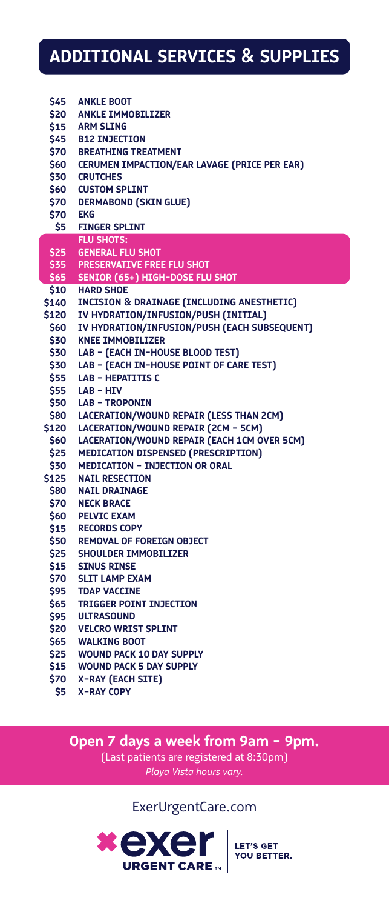# ADDITIONAL SERVICES & SUPPLIES

| Price | Service / Supply |
|---|---|
| $45 | ANKLE BOOT |
| $20 | ANKLE IMMOBILIZER |
| $15 | ARM SLING |
| $45 | B12 INJECTION |
| $70 | BREATHING TREATMENT |
| $60 | CERUMEN IMPACTION/EAR LAVAGE (PRICE PER EAR) |
| $30 | CRUTCHES |
| $60 | CUSTOM SPLINT |
| $70 | DERMABOND (SKIN GLUE) |
| $70 | EKG |
| $5 | FINGER SPLINT |
| | **FLU SHOTS:** |
| $25 | GENERAL FLU SHOT |
| $35 | PRESERVATIVE FREE FLU SHOT |
| $65 | SENIOR (65+) HIGH-DOSE FLU SHOT |
| $10 | HARD SHOE |
| $140 | INCISION & DRAINAGE (INCLUDING ANESTHETIC) |
| $120 | IV HYDRATION/INFUSION/PUSH (INITIAL) |
| $60 | IV HYDRATION/INFUSION/PUSH (EACH SUBSEQUENT) |
| $30 | KNEE IMMOBILIZER |
| $30 | LAB - (EACH IN-HOUSE BLOOD TEST) |
| $30 | LAB - (EACH IN-HOUSE POINT OF CARE TEST) |
| $55 | LAB - HEPATITIS C |
| $55 | LAB - HIV |
| $50 | LAB - TROPONIN |
| $80 | LACERATION/WOUND REPAIR (LESS THAN 2CM) |
| $120 | LACERATION/WOUND REPAIR (2CM - 5CM) |
| $60 | LACERATION/WOUND REPAIR (EACH 1CM OVER 5CM) |
| $25 | MEDICATION DISPENSED (PRESCRIPTION) |
| $30 | MEDICATION - INJECTION OR ORAL |
| $125 | NAIL RESECTION |
| $80 | NAIL DRAINAGE |
| $70 | NECK BRACE |
| $60 | PELVIC EXAM |
| $15 | RECORDS COPY |
| $50 | REMOVAL OF FOREIGN OBJECT |
| $25 | SHOULDER IMMOBILIZER |
| $15 | SINUS RINSE |
| $70 | SLIT LAMP EXAM |
| $95 | TDAP VACCINE |
| $65 | TRIGGER POINT INJECTION |
| $95 | ULTRASOUND |
| $20 | VELCRO WRIST SPLINT |
| $65 | WALKING BOOT |
| $25 | WOUND PACK 10 DAY SUPPLY |
| $15 | WOUND PACK 5 DAY SUPPLY |
| $70 | X-RAY (EACH SITE) |
| $5 | X-RAY COPY |

**Open 7 days a week from 9am - 9pm.**

(Last patients are registered at 8:30pm)

*Playa Vista hours vary.*

ExerUrgentCare.com

exer URGENT CARE™ | LET'S GET YOU BETTER.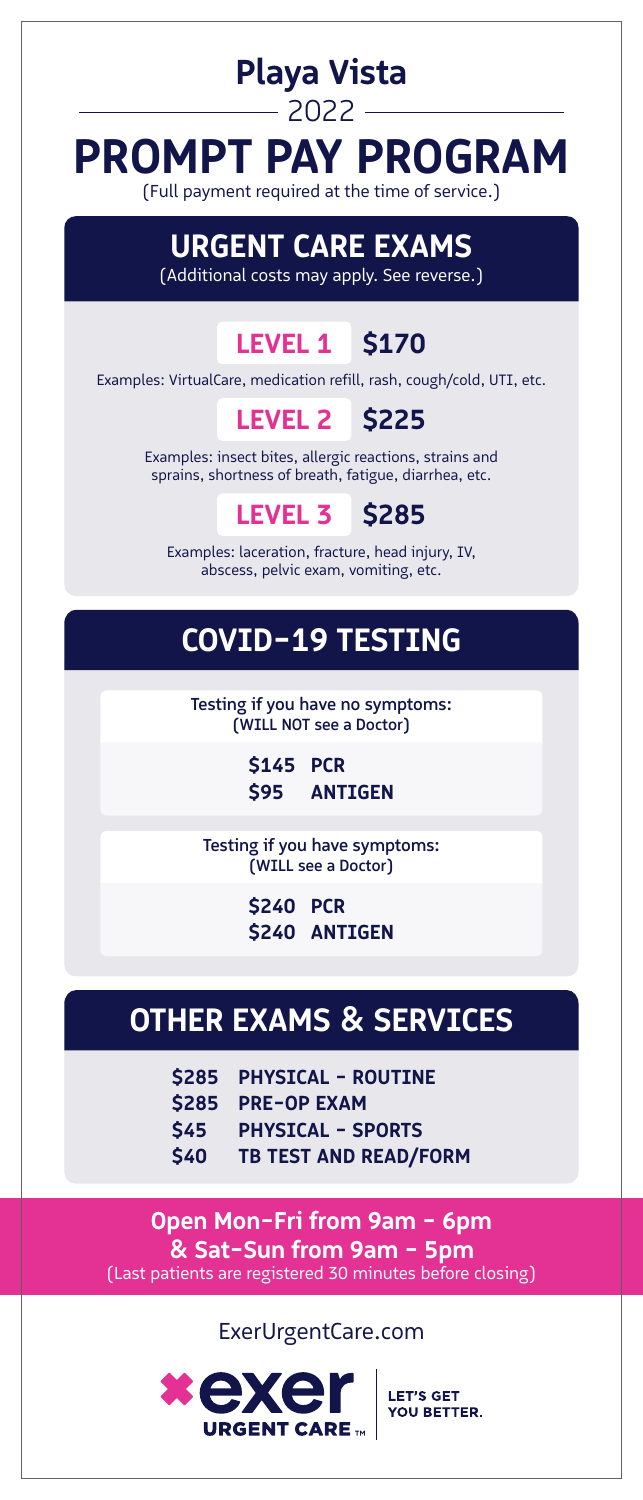# Playa Vista

2022

# PROMPT PAY PROGRAM

(Full payment required at the time of service.)

## URGENT CARE EXAMS

(Additional costs may apply. See reverse.)

### LEVEL 1 $170

Examples: VirtualCare, medication refill, rash, cough/cold, UTI, etc.

### LEVEL 2 $225

Examples: insect bites, allergic reactions, strains and sprains, shortness of breath, fatigue, diarrhea, etc.

### LEVEL 3 $285

Examples: laceration, fracture, head injury, IV, abscess, pelvic exam, vomiting, etc.

## COVID-19 TESTING

**Testing if you have no symptoms:**
**(WILL NOT see a Doctor)**

**$145 PCR**
**$95 ANTIGEN**

**Testing if you have symptoms:**
**(WILL see a Doctor)**

**$240 PCR**
**$240 ANTIGEN**

## OTHER EXAMS & SERVICES

**$285 PHYSICAL - ROUTINE**
**$285 PRE-OP EXAM**
**$45 PHYSICAL - SPORTS**
**$40 TB TEST AND READ/FORM**

**Open Mon-Fri from 9am - 6pm**
**& Sat-Sun from 9am - 5pm**
(Last patients are registered 30 minutes before closing)

ExerUrgentCare.com

exer URGENT CARE™ | LET'S GET YOU BETTER.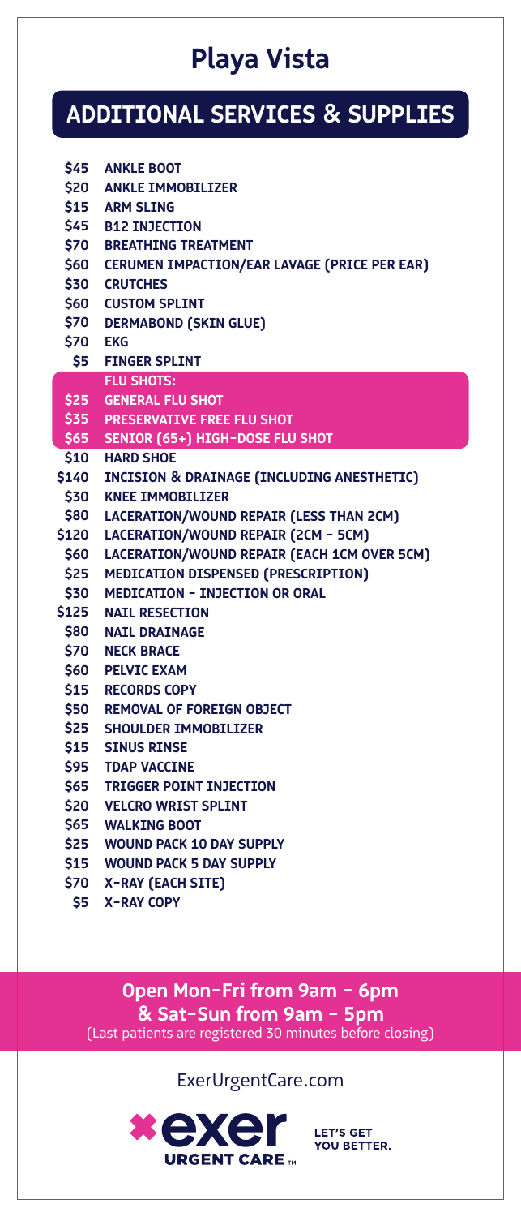# Playa Vista

## ADDITIONAL SERVICES & SUPPLIES

| | |
|---|---|
| $45 | ANKLE BOOT |
| $20 | ANKLE IMMOBILIZER |
| $15 | ARM SLING |
| $45 | B12 INJECTION |
| $70 | BREATHING TREATMENT |
| $60 | CERUMEN IMPACTION/EAR LAVAGE (PRICE PER EAR) |
| $30 | CRUTCHES |
| $60 | CUSTOM SPLINT |
| $70 | DERMABOND (SKIN GLUE) |
| $70 | EKG |
| $5 | FINGER SPLINT |
| | **FLU SHOTS:** |
| $25 | GENERAL FLU SHOT |
| $35 | PRESERVATIVE FREE FLU SHOT |
| $65 | SENIOR (65+) HIGH-DOSE FLU SHOT |
| $10 | HARD SHOE |
| $140 | INCISION & DRAINAGE (INCLUDING ANESTHETIC) |
| $30 | KNEE IMMOBILIZER |
| $80 | LACERATION/WOUND REPAIR (LESS THAN 2CM) |
| $120 | LACERATION/WOUND REPAIR (2CM - 5CM) |
| $60 | LACERATION/WOUND REPAIR (EACH 1CM OVER 5CM) |
| $25 | MEDICATION DISPENSED (PRESCRIPTION) |
| $30 | MEDICATION - INJECTION OR ORAL |
| $125 | NAIL RESECTION |
| $80 | NAIL DRAINAGE |
| $70 | NECK BRACE |
| $60 | PELVIC EXAM |
| $15 | RECORDS COPY |
| $50 | REMOVAL OF FOREIGN OBJECT |
| $25 | SHOULDER IMMOBILIZER |
| $15 | SINUS RINSE |
| $95 | TDAP VACCINE |
| $65 | TRIGGER POINT INJECTION |
| $20 | VELCRO WRIST SPLINT |
| $65 | WALKING BOOT |
| $25 | WOUND PACK 10 DAY SUPPLY |
| $15 | WOUND PACK 5 DAY SUPPLY |
| $70 | X-RAY (EACH SITE) |
| $5 | X-RAY COPY |

**Open Mon-Fri from 9am - 6pm**
**& Sat-Sun from 9am - 5pm**
(Last patients are registered 30 minutes before closing)

ExerUrgentCare.com

exer URGENT CARE™ | LET'S GET YOU BETTER.